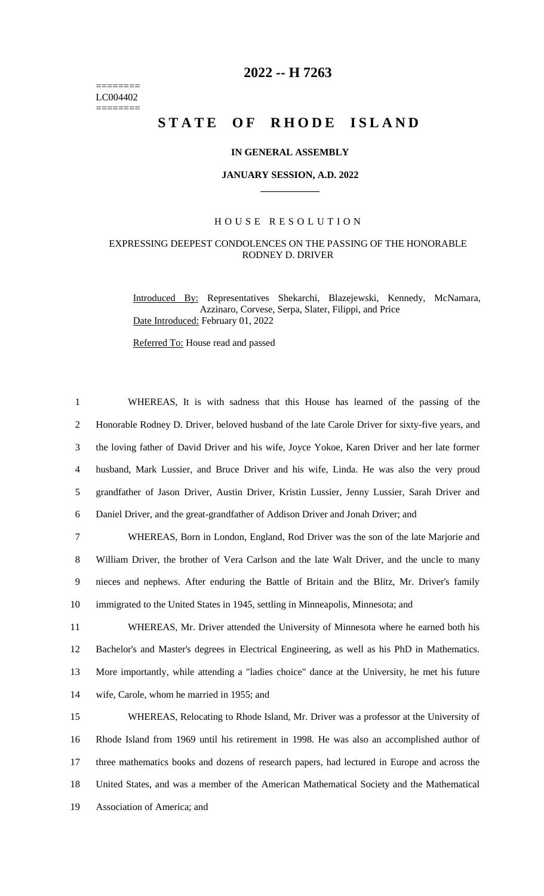========
LC004402
========

# 2022 -- H 7263

# STATE OF RHODE ISLAND

**IN GENERAL ASSEMBLY**

**JANUARY SESSION, A.D. 2022**

**____________**

HOUSE RESOLUTION

EXPRESSING DEEPEST CONDOLENCES ON THE PASSING OF THE HONORABLE RODNEY D. DRIVER

Introduced By: Representatives Shekarchi, Blazejewski, Kennedy, McNamara, Azzinaro, Corvese, Serpa, Slater, Filippi, and Price

Date Introduced: February 01, 2022

Referred To: House read and passed

1 WHEREAS, It is with sadness that this House has learned of the passing of the
2 Honorable Rodney D. Driver, beloved husband of the late Carole Driver for sixty-five years, and
3 the loving father of David Driver and his wife, Joyce Yokoe, Karen Driver and her late former
4 husband, Mark Lussier, and Bruce Driver and his wife, Linda. He was also the very proud
5 grandfather of Jason Driver, Austin Driver, Kristin Lussier, Jenny Lussier, Sarah Driver and
6 Daniel Driver, and the great-grandfather of Addison Driver and Jonah Driver; and

7 WHEREAS, Born in London, England, Rod Driver was the son of the late Marjorie and
8 William Driver, the brother of Vera Carlson and the late Walt Driver, and the uncle to many
9 nieces and nephews. After enduring the Battle of Britain and the Blitz, Mr. Driver's family
10 immigrated to the United States in 1945, settling in Minneapolis, Minnesota; and

11 WHEREAS, Mr. Driver attended the University of Minnesota where he earned both his
12 Bachelor's and Master's degrees in Electrical Engineering, as well as his PhD in Mathematics.
13 More importantly, while attending a "ladies choice" dance at the University, he met his future
14 wife, Carole, whom he married in 1955; and

15 WHEREAS, Relocating to Rhode Island, Mr. Driver was a professor at the University of
16 Rhode Island from 1969 until his retirement in 1998. He was also an accomplished author of
17 three mathematics books and dozens of research papers, had lectured in Europe and across the
18 United States, and was a member of the American Mathematical Society and the Mathematical
19 Association of America; and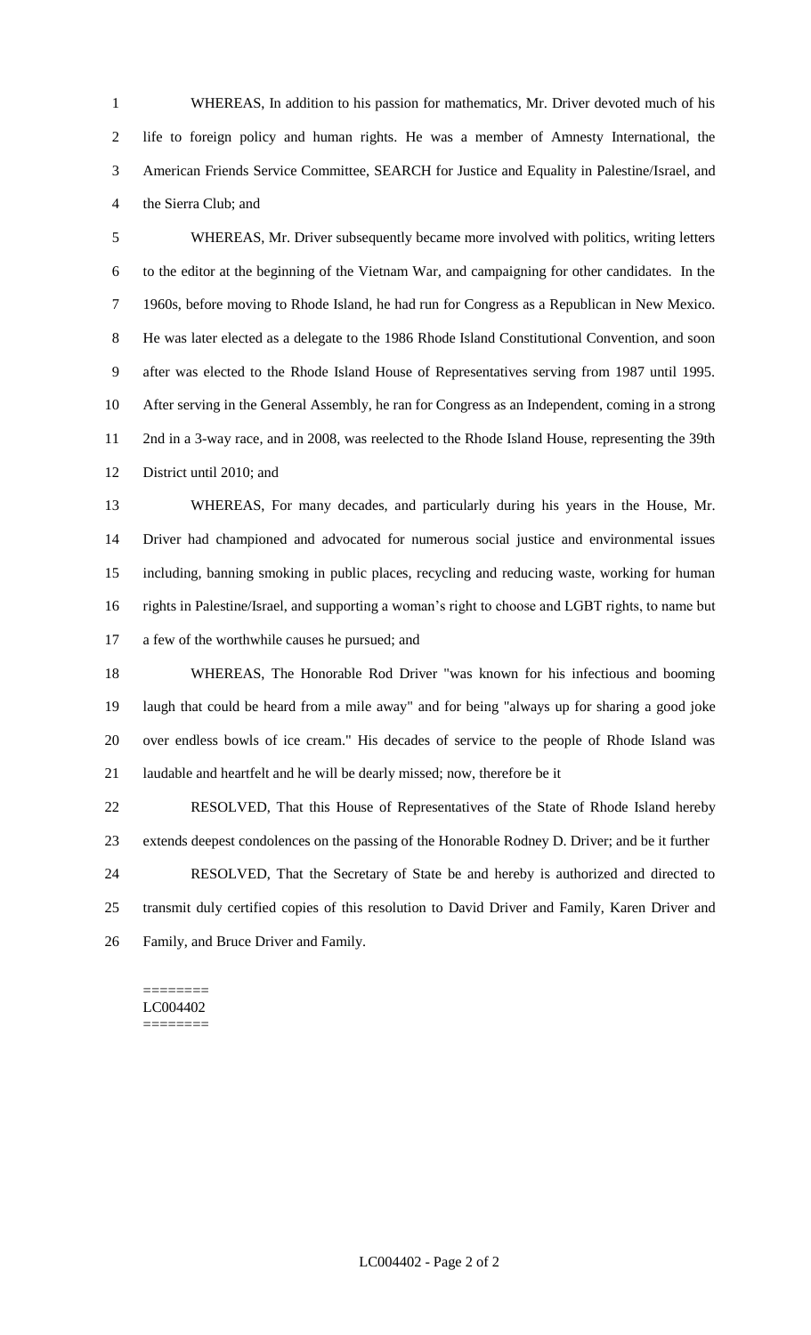WHEREAS, In addition to his passion for mathematics, Mr. Driver devoted much of his life to foreign policy and human rights. He was a member of Amnesty International, the American Friends Service Committee, SEARCH for Justice and Equality in Palestine/Israel, and the Sierra Club; and

WHEREAS, Mr. Driver subsequently became more involved with politics, writing letters to the editor at the beginning of the Vietnam War, and campaigning for other candidates. In the 1960s, before moving to Rhode Island, he had run for Congress as a Republican in New Mexico. He was later elected as a delegate to the 1986 Rhode Island Constitutional Convention, and soon after was elected to the Rhode Island House of Representatives serving from 1987 until 1995. After serving in the General Assembly, he ran for Congress as an Independent, coming in a strong 2nd in a 3-way race, and in 2008, was reelected to the Rhode Island House, representing the 39th District until 2010; and

WHEREAS, For many decades, and particularly during his years in the House, Mr. Driver had championed and advocated for numerous social justice and environmental issues including, banning smoking in public places, recycling and reducing waste, working for human rights in Palestine/Israel, and supporting a woman's right to choose and LGBT rights, to name but a few of the worthwhile causes he pursued; and

WHEREAS, The Honorable Rod Driver "was known for his infectious and booming laugh that could be heard from a mile away" and for being "always up for sharing a good joke over endless bowls of ice cream." His decades of service to the people of Rhode Island was laudable and heartfelt and he will be dearly missed; now, therefore be it

RESOLVED, That this House of Representatives of the State of Rhode Island hereby extends deepest condolences on the passing of the Honorable Rodney D. Driver; and be it further

RESOLVED, That the Secretary of State be and hereby is authorized and directed to transmit duly certified copies of this resolution to David Driver and Family, Karen Driver and Family, and Bruce Driver and Family.

========
LC004402
========